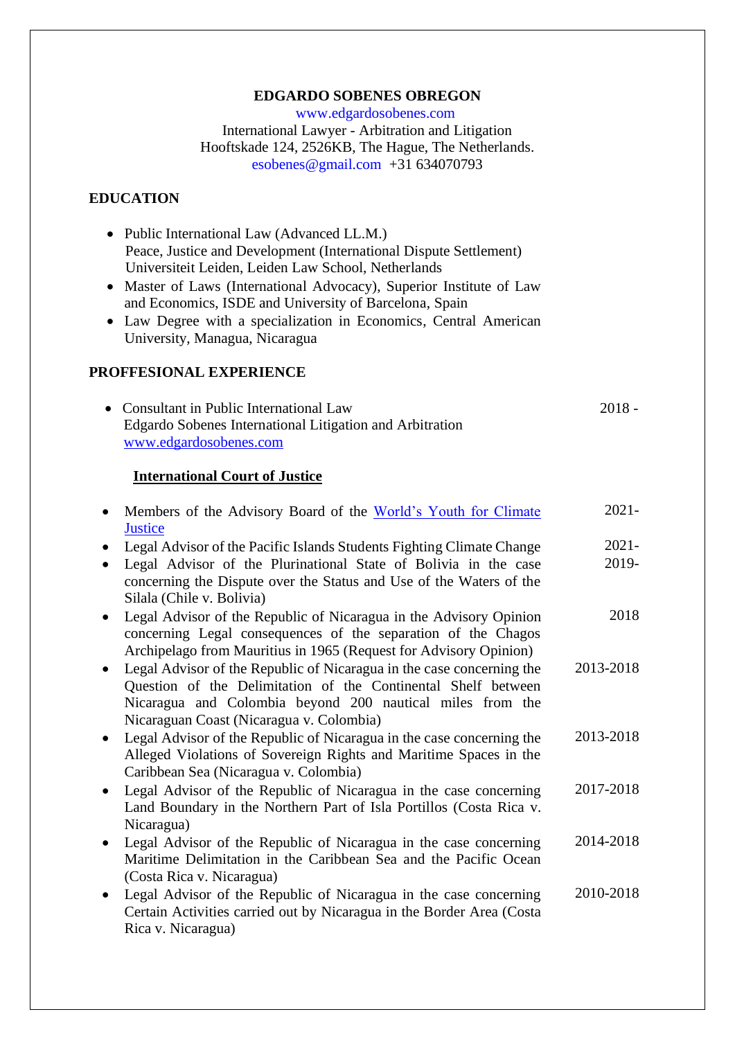**EDGARDO SOBENES OBREGON**

www.edgardosobenes.com

International Lawyer - Arbitration and Litigation

Hooftskade 124, 2526KB, The Hague, The Netherlands.

esobenes@gmail.com +31 634070793

## EDUCATION

- Public International Law (Advanced LL.M.)
  Peace, Justice and Development (International Dispute Settlement)
  Universiteit Leiden, Leiden Law School, Netherlands
- Master of Laws (International Advocacy), Superior Institute of Law and Economics, ISDE and University of Barcelona, Spain
- Law Degree with a specialization in Economics, Central American University, Managua, Nicaragua

## PROFFESIONAL EXPERIENCE

- Consultant in Public International Law — 2018 -
  Edgardo Sobenes International Litigation and Arbitration
  www.edgardosobenes.com

### International Court of Justice

- Members of the Advisory Board of the World's Youth for Climate Justice — 2021-
- Legal Advisor of the Pacific Islands Students Fighting Climate Change — 2021-
- Legal Advisor of the Plurinational State of Bolivia in the case concerning the Dispute over the Status and Use of the Waters of the Silala (Chile v. Bolivia) — 2019-
- Legal Advisor of the Republic of Nicaragua in the Advisory Opinion concerning Legal consequences of the separation of the Chagos Archipelago from Mauritius in 1965 (Request for Advisory Opinion) — 2018
- Legal Advisor of the Republic of Nicaragua in the case concerning the Question of the Delimitation of the Continental Shelf between Nicaragua and Colombia beyond 200 nautical miles from the Nicaraguan Coast (Nicaragua v. Colombia) — 2013-2018
- Legal Advisor of the Republic of Nicaragua in the case concerning the Alleged Violations of Sovereign Rights and Maritime Spaces in the Caribbean Sea (Nicaragua v. Colombia) — 2013-2018
- Legal Advisor of the Republic of Nicaragua in the case concerning Land Boundary in the Northern Part of Isla Portillos (Costa Rica v. Nicaragua) — 2017-2018
- Legal Advisor of the Republic of Nicaragua in the case concerning Maritime Delimitation in the Caribbean Sea and the Pacific Ocean (Costa Rica v. Nicaragua) — 2014-2018
- Legal Advisor of the Republic of Nicaragua in the case concerning Certain Activities carried out by Nicaragua in the Border Area (Costa Rica v. Nicaragua) — 2010-2018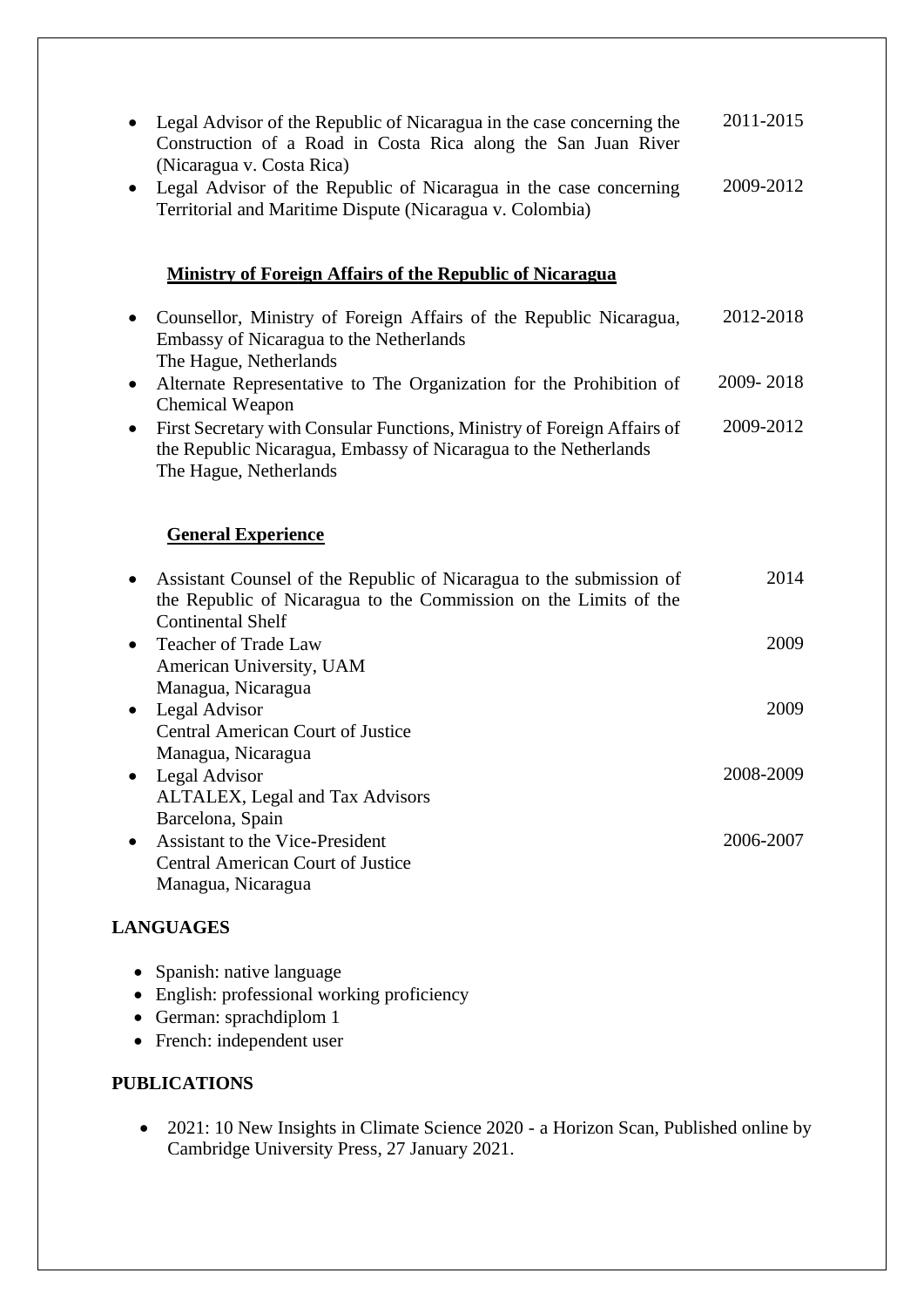- Legal Advisor of the Republic of Nicaragua in the case concerning the Construction of a Road in Costa Rica along the San Juan River (Nicaragua v. Costa Rica) — 2011-2015
- Legal Advisor of the Republic of Nicaragua in the case concerning Territorial and Maritime Dispute (Nicaragua v. Colombia) — 2009-2012

**Ministry of Foreign Affairs of the Republic of Nicaragua**

- Counsellor, Ministry of Foreign Affairs of the Republic Nicaragua, Embassy of Nicaragua to the Netherlands
  The Hague, Netherlands — 2012-2018
- Alternate Representative to The Organization for the Prohibition of Chemical Weapon — 2009- 2018
- First Secretary with Consular Functions, Ministry of Foreign Affairs of the Republic Nicaragua, Embassy of Nicaragua to the Netherlands
  The Hague, Netherlands — 2009-2012

**General Experience**

- Assistant Counsel of the Republic of Nicaragua to the submission of the Republic of Nicaragua to the Commission on the Limits of the Continental Shelf — 2014
- Teacher of Trade Law
  American University, UAM
  Managua, Nicaragua — 2009
- Legal Advisor
  Central American Court of Justice
  Managua, Nicaragua — 2009
- Legal Advisor
  ALTALEX, Legal and Tax Advisors
  Barcelona, Spain — 2008-2009
- Assistant to the Vice-President
  Central American Court of Justice
  Managua, Nicaragua — 2006-2007

## LANGUAGES

- Spanish: native language
- English: professional working proficiency
- German: sprachdiplom 1
- French: independent user

## PUBLICATIONS

- 2021: 10 New Insights in Climate Science 2020 - a Horizon Scan, Published online by Cambridge University Press, 27 January 2021.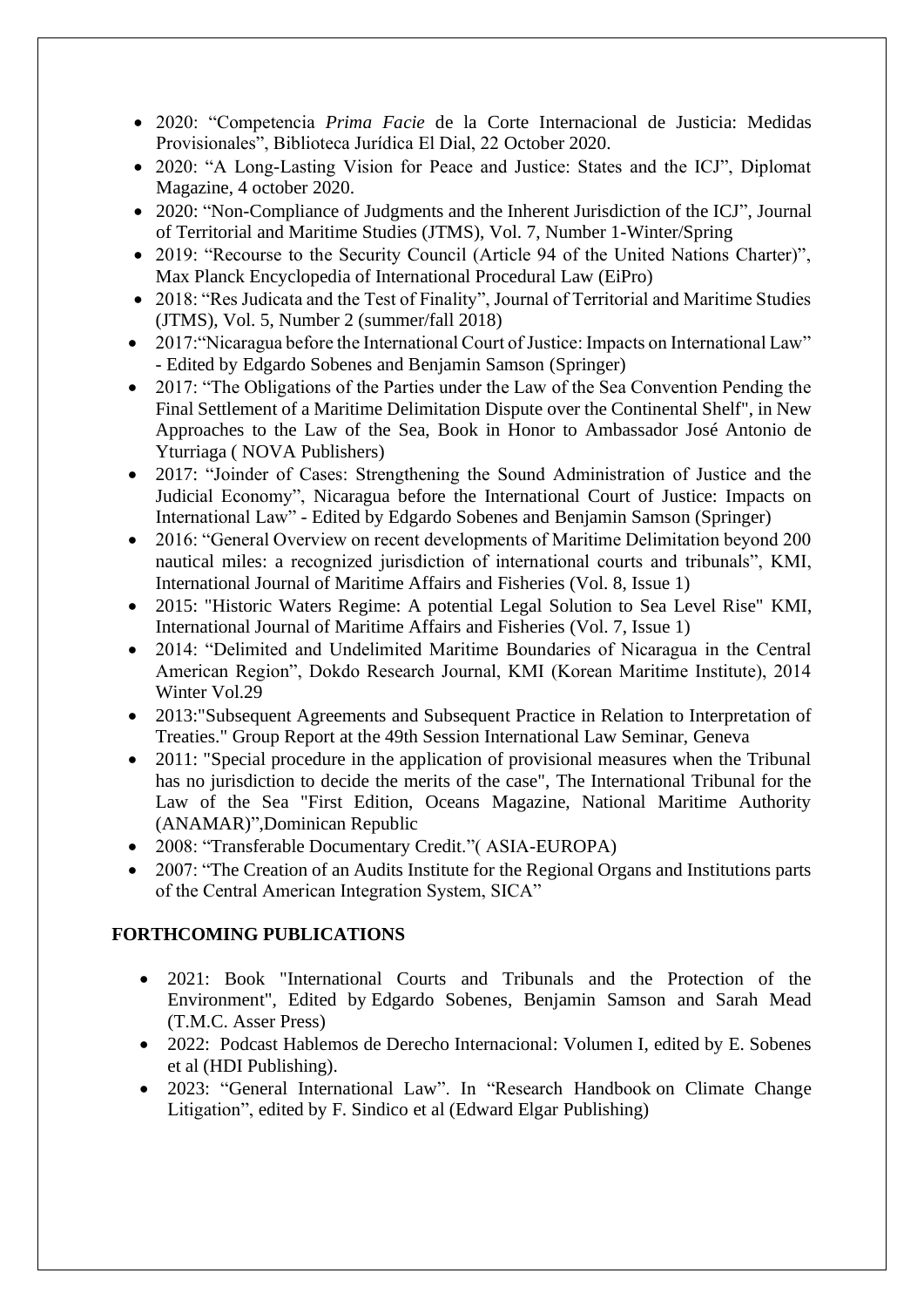- 2020: "Competencia *Prima Facie* de la Corte Internacional de Justicia: Medidas Provisionales", Biblioteca Jurídica El Dial, 22 October 2020.
- 2020: "A Long-Lasting Vision for Peace and Justice: States and the ICJ", Diplomat Magazine, 4 october 2020.
- 2020: "Non-Compliance of Judgments and the Inherent Jurisdiction of the ICJ", Journal of Territorial and Maritime Studies (JTMS), Vol. 7, Number 1-Winter/Spring
- 2019: "Recourse to the Security Council (Article 94 of the United Nations Charter)", Max Planck Encyclopedia of International Procedural Law (EiPro)
- 2018: "Res Judicata and the Test of Finality", Journal of Territorial and Maritime Studies (JTMS), Vol. 5, Number 2 (summer/fall 2018)
- 2017:"Nicaragua before the International Court of Justice: Impacts on International Law" - Edited by Edgardo Sobenes and Benjamin Samson (Springer)
- 2017: "The Obligations of the Parties under the Law of the Sea Convention Pending the Final Settlement of a Maritime Delimitation Dispute over the Continental Shelf", in New Approaches to the Law of the Sea, Book in Honor to Ambassador José Antonio de Yturriaga ( NOVA Publishers)
- 2017: "Joinder of Cases: Strengthening the Sound Administration of Justice and the Judicial Economy", Nicaragua before the International Court of Justice: Impacts on International Law" - Edited by Edgardo Sobenes and Benjamin Samson (Springer)
- 2016: "General Overview on recent developments of Maritime Delimitation beyond 200 nautical miles: a recognized jurisdiction of international courts and tribunals", KMI, International Journal of Maritime Affairs and Fisheries (Vol. 8, Issue 1)
- 2015: "Historic Waters Regime: A potential Legal Solution to Sea Level Rise" KMI, International Journal of Maritime Affairs and Fisheries (Vol. 7, Issue 1)
- 2014: "Delimited and Undelimited Maritime Boundaries of Nicaragua in the Central American Region", Dokdo Research Journal, KMI (Korean Maritime Institute), 2014 Winter Vol.29
- 2013:"Subsequent Agreements and Subsequent Practice in Relation to Interpretation of Treaties." Group Report at the 49th Session International Law Seminar, Geneva
- 2011: "Special procedure in the application of provisional measures when the Tribunal has no jurisdiction to decide the merits of the case", The International Tribunal for the Law of the Sea "First Edition, Oceans Magazine, National Maritime Authority (ANAMAR)",Dominican Republic
- 2008: "Transferable Documentary Credit."( ASIA-EUROPA)
- 2007: "The Creation of an Audits Institute for the Regional Organs and Institutions parts of the Central American Integration System, SICA"

## FORTHCOMING PUBLICATIONS

- 2021: Book "International Courts and Tribunals and the Protection of the Environment", Edited by Edgardo Sobenes, Benjamin Samson and Sarah Mead (T.M.C. Asser Press)
- 2022: Podcast Hablemos de Derecho Internacional: Volumen I, edited by E. Sobenes et al (HDI Publishing).
- 2023: "General International Law". In "Research Handbook on Climate Change Litigation", edited by F. Sindico et al (Edward Elgar Publishing)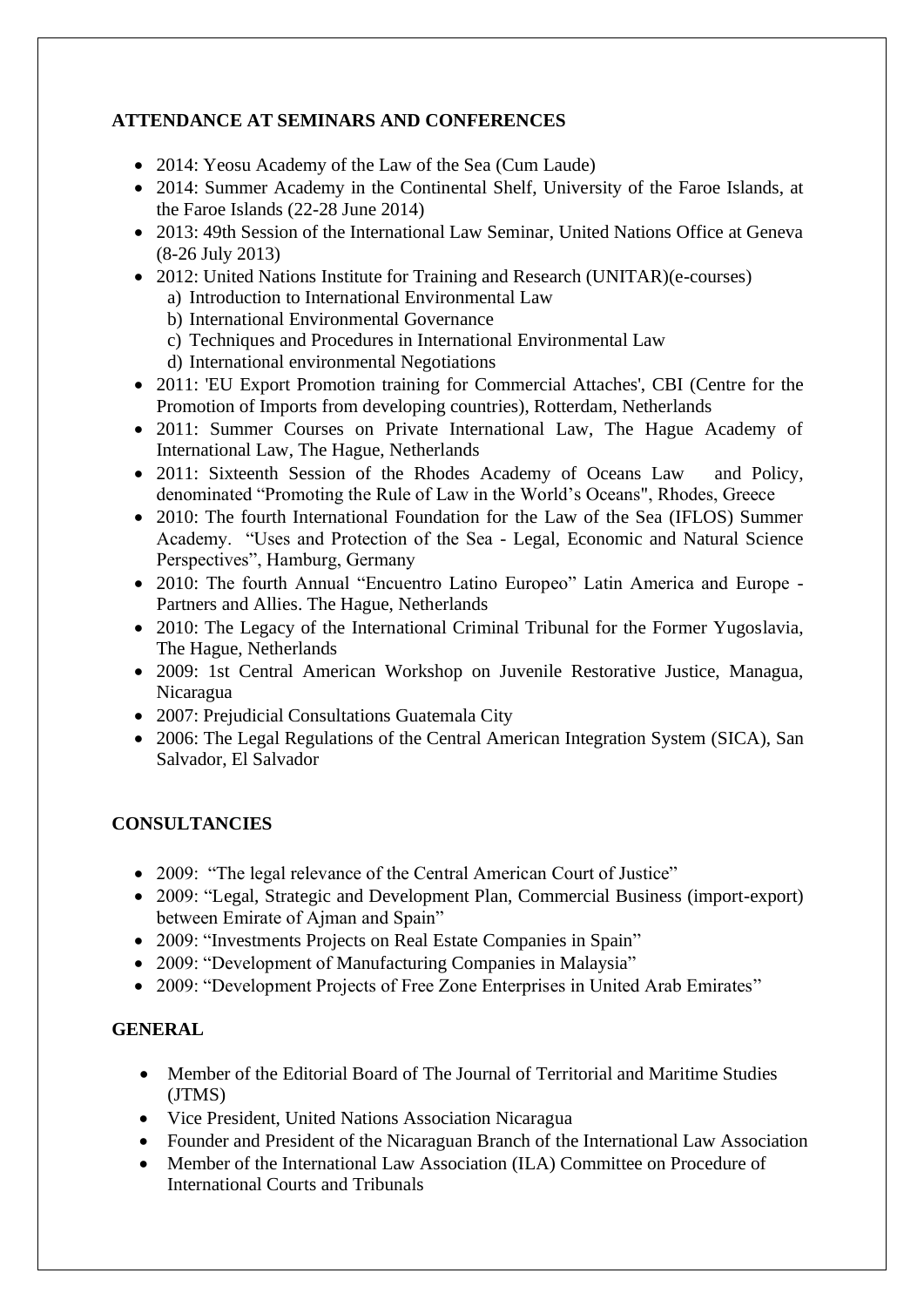## ATTENDANCE AT SEMINARS AND CONFERENCES

- 2014: Yeosu Academy of the Law of the Sea (Cum Laude)
- 2014: Summer Academy in the Continental Shelf, University of the Faroe Islands, at the Faroe Islands (22-28 June 2014)
- 2013: 49th Session of the International Law Seminar, United Nations Office at Geneva (8-26 July 2013)
- 2012: United Nations Institute for Training and Research (UNITAR)(e-courses)
  a) Introduction to International Environmental Law
  b) International Environmental Governance
  c) Techniques and Procedures in International Environmental Law
  d) International environmental Negotiations
- 2011: 'EU Export Promotion training for Commercial Attaches', CBI (Centre for the Promotion of Imports from developing countries), Rotterdam, Netherlands
- 2011: Summer Courses on Private International Law, The Hague Academy of International Law, The Hague, Netherlands
- 2011: Sixteenth Session of the Rhodes Academy of Oceans Law and Policy, denominated "Promoting the Rule of Law in the World's Oceans", Rhodes, Greece
- 2010: The fourth International Foundation for the Law of the Sea (IFLOS) Summer Academy. "Uses and Protection of the Sea - Legal, Economic and Natural Science Perspectives", Hamburg, Germany
- 2010: The fourth Annual "Encuentro Latino Europeo" Latin America and Europe - Partners and Allies. The Hague, Netherlands
- 2010: The Legacy of the International Criminal Tribunal for the Former Yugoslavia, The Hague, Netherlands
- 2009: 1st Central American Workshop on Juvenile Restorative Justice, Managua, Nicaragua
- 2007: Prejudicial Consultations Guatemala City
- 2006: The Legal Regulations of the Central American Integration System (SICA), San Salvador, El Salvador

## CONSULTANCIES

- 2009: "The legal relevance of the Central American Court of Justice"
- 2009: "Legal, Strategic and Development Plan, Commercial Business (import-export) between Emirate of Ajman and Spain"
- 2009: "Investments Projects on Real Estate Companies in Spain"
- 2009: "Development of Manufacturing Companies in Malaysia"
- 2009: "Development Projects of Free Zone Enterprises in United Arab Emirates"

## GENERAL

- Member of the Editorial Board of The Journal of Territorial and Maritime Studies (JTMS)
- Vice President, United Nations Association Nicaragua
- Founder and President of the Nicaraguan Branch of the International Law Association
- Member of the International Law Association (ILA) Committee on Procedure of International Courts and Tribunals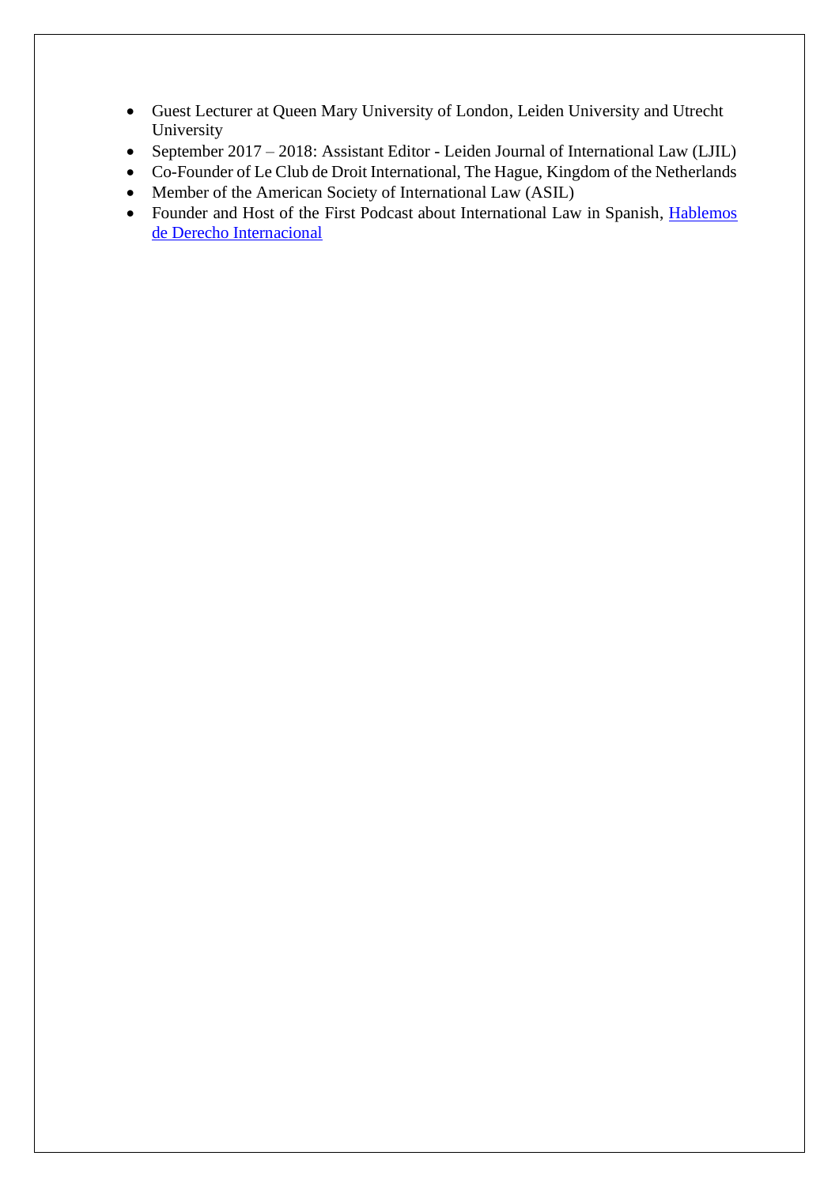- Guest Lecturer at Queen Mary University of London, Leiden University and Utrecht University
- September 2017 – 2018: Assistant Editor - Leiden Journal of International Law (LJIL)
- Co-Founder of Le Club de Droit International, The Hague, Kingdom of the Netherlands
- Member of the American Society of International Law (ASIL)
- Founder and Host of the First Podcast about International Law in Spanish, Hablemos de Derecho Internacional